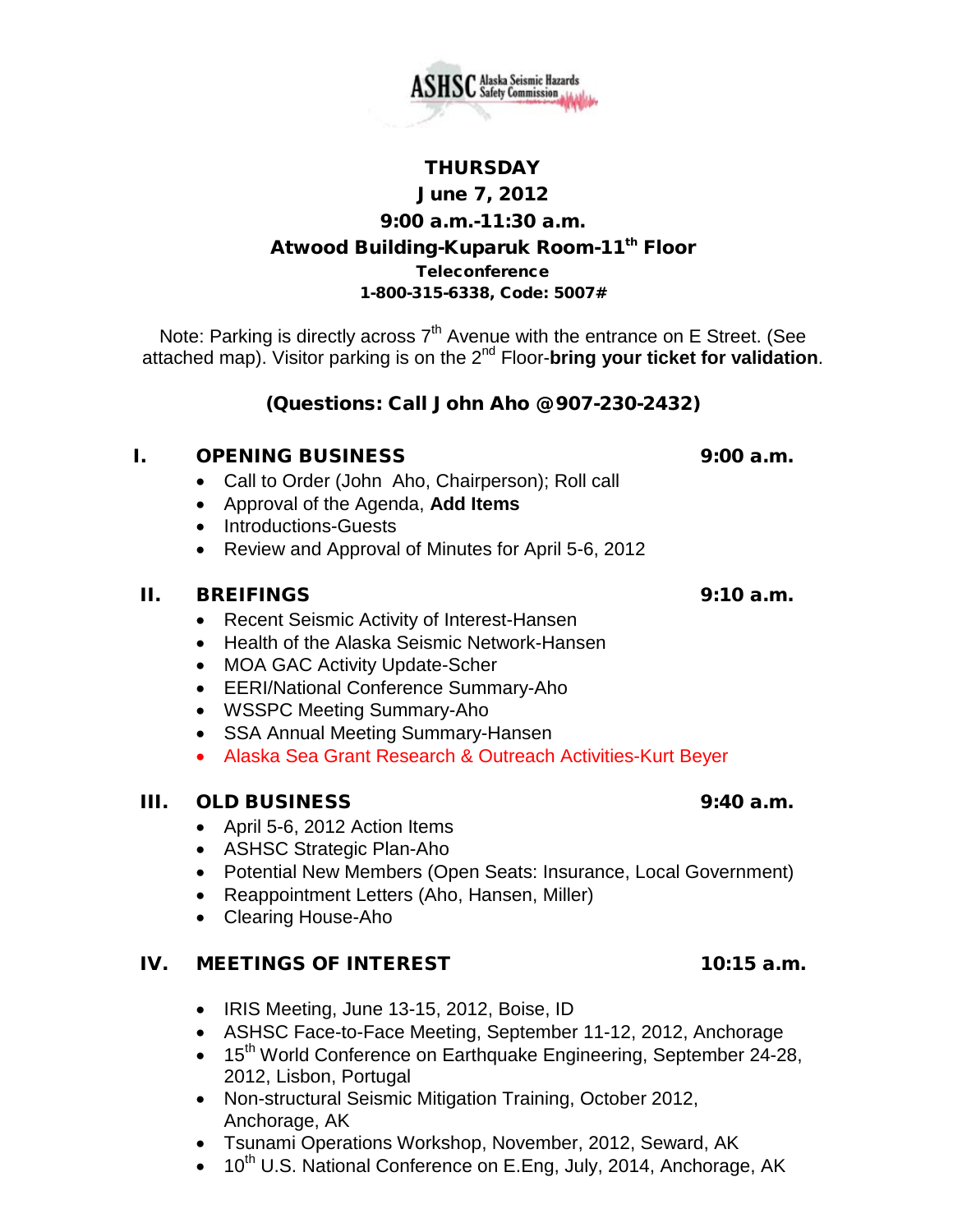ASHSC Alaska Seismic Hazards Safety Commission

**THURSDAY**
**June 7, 2012**
**9:00 a.m.-11:30 a.m.**
**Atwood Building-Kuparuk Room-11th Floor**
**Teleconference**
**1-800-315-6338, Code: 5007#**

Note: Parking is directly across 7th Avenue with the entrance on E Street. (See attached map). Visitor parking is on the 2nd Floor-**bring your ticket for validation**.

**(Questions: Call John Aho @907-230-2432)**

## I. OPENING BUSINESS — 9:00 a.m.

- Call to Order (John Aho, Chairperson); Roll call
- Approval of the Agenda, **Add Items**
- Introductions-Guests
- Review and Approval of Minutes for April 5-6, 2012

## II. BREIFINGS — 9:10 a.m.

- Recent Seismic Activity of Interest-Hansen
- Health of the Alaska Seismic Network-Hansen
- MOA GAC Activity Update-Scher
- EERI/National Conference Summary-Aho
- WSSPC Meeting Summary-Aho
- SSA Annual Meeting Summary-Hansen
- Alaska Sea Grant Research & Outreach Activities-Kurt Beyer

## III. OLD BUSINESS — 9:40 a.m.

- April 5-6, 2012 Action Items
- ASHSC Strategic Plan-Aho
- Potential New Members (Open Seats: Insurance, Local Government)
- Reappointment Letters (Aho, Hansen, Miller)
- Clearing House-Aho

## IV. MEETINGS OF INTEREST — 10:15 a.m.

- IRIS Meeting, June 13-15, 2012, Boise, ID
- ASHSC Face-to-Face Meeting, September 11-12, 2012, Anchorage
- 15th World Conference on Earthquake Engineering, September 24-28, 2012, Lisbon, Portugal
- Non-structural Seismic Mitigation Training, October 2012, Anchorage, AK
- Tsunami Operations Workshop, November, 2012, Seward, AK
- 10th U.S. National Conference on E.Eng, July, 2014, Anchorage, AK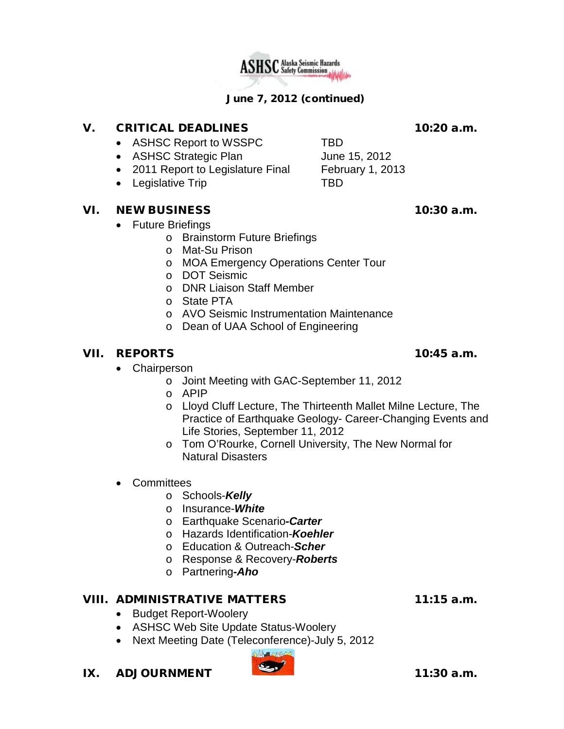ASHSC Alaska Seismic Hazards Safety Commission

**June 7, 2012 (continued)**

## V. CRITICAL DEADLINES — 10:20 a.m.

| | |
|---|---|
| ASHSC Report to WSSPC | TBD |
| ASHSC Strategic Plan | June 15, 2012 |
| 2011 Report to Legislature Final | February 1, 2013 |
| Legislative Trip | TBD |

## VI. NEW BUSINESS — 10:30 a.m.

- Future Briefings
  - Brainstorm Future Briefings
  - Mat-Su Prison
  - MOA Emergency Operations Center Tour
  - DOT Seismic
  - DNR Liaison Staff Member
  - State PTA
  - AVO Seismic Instrumentation Maintenance
  - Dean of UAA School of Engineering

## VII. REPORTS — 10:45 a.m.

- Chairperson
  - Joint Meeting with GAC-September 11, 2012
  - APIP
  - Lloyd Cluff Lecture, The Thirteenth Mallet Milne Lecture, The Practice of Earthquake Geology- Career-Changing Events and Life Stories, September 11, 2012
  - Tom O'Rourke, Cornell University, The New Normal for Natural Disasters

- Committees
  - Schools-***Kelly***
  - Insurance-***White***
  - Earthquake Scenario-***Carter***
  - Hazards Identification-***Koehler***
  - Education & Outreach-***Scher***
  - Response & Recovery-***Roberts***
  - Partnering-***Aho***

## VIII. ADMINISTRATIVE MATTERS — 11:15 a.m.

- Budget Report-Woolery
- ASHSC Web Site Update Status-Woolery
- Next Meeting Date (Teleconference)-July 5, 2012

## IX. ADJOURNMENT — 11:30 a.m.